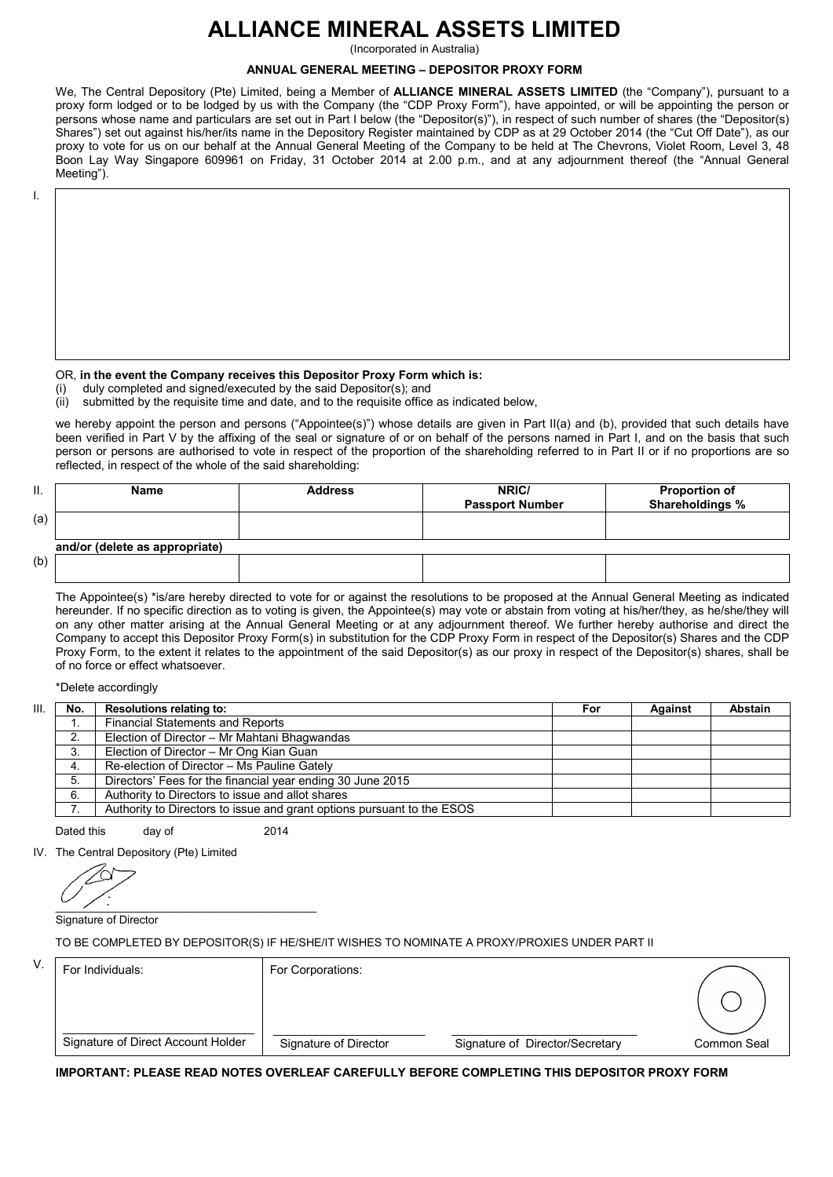# ALLIANCE MINERAL ASSETS LIMITED

(Incorporated in Australia)

## ANNUAL GENERAL MEETING – DEPOSITOR PROXY FORM

We, The Central Depository (Pte) Limited, being a Member of **ALLIANCE MINERAL ASSETS LIMITED** (the "Company"), pursuant to a proxy form lodged or to be lodged by us with the Company (the "CDP Proxy Form"), have appointed, or will be appointing the person or persons whose name and particulars are set out in Part I below (the "Depositor(s)"), in respect of such number of shares (the "Depositor(s) Shares") set out against his/her/its name in the Depository Register maintained by CDP as at 29 October 2014 (the "Cut Off Date"), as our proxy to vote for us on our behalf at the Annual General Meeting of the Company to be held at The Chevrons, Violet Room, Level 3, 48 Boon Lay Way Singapore 609961 on Friday, 31 October 2014 at 2.00 p.m., and at any adjournment thereof (the "Annual General Meeting").

I.

OR, **in the event the Company receives this Depositor Proxy Form which is:**

(i) duly completed and signed/executed by the said Depositor(s); and
(ii) submitted by the requisite time and date, and to the requisite office as indicated below,

we hereby appoint the person and persons ("Appointee(s)") whose details are given in Part II(a) and (b), provided that such details have been verified in Part V by the affixing of the seal or signature of or on behalf of the persons named in Part I, and on the basis that such person or persons are authorised to vote in respect of the proportion of the shareholding referred to in Part II or if no proportions are so reflected, in respect of the whole of the said shareholding:

| II. | Name | Address | NRIC/ Passport Number | Proportion of Shareholdings % |
|---|---|---|---|---|
| (a) | | | | |
| | **and/or (delete as appropriate)** | | | |
| (b) | | | | |

The Appointee(s) *is/are hereby directed to vote for or against the resolutions to be proposed at the Annual General Meeting as indicated hereunder. If no specific direction as to voting is given, the Appointee(s) may vote or abstain from voting at his/her/they, as he/she/they will on any other matter arising at the Annual General Meeting or at any adjournment thereof. We further hereby authorise and direct the Company to accept this Depositor Proxy Form(s) in substitution for the CDP Proxy Form in respect of the Depositor(s) Shares and the CDP Proxy Form, to the extent it relates to the appointment of the said Depositor(s) as our proxy in respect of the Depositor(s) shares, shall be of no force or effect whatsoever.

*Delete accordingly

III.

| No. | Resolutions relating to: | For | Against | Abstain |
|---|---|---|---|---|
| 1. | Financial Statements and Reports | | | |
| 2. | Election of Director – Mr Mahtani Bhagwandas | | | |
| 3. | Election of Director – Mr Ong Kian Guan | | | |
| 4. | Re-election of Director – Ms Pauline Gately | | | |
| 5. | Directors' Fees for the financial year ending 30 June 2015 | | | |
| 6. | Authority to Directors to issue and allot shares | | | |
| 7. | Authority to Directors to issue and grant options pursuant to the ESOS | | | |

Dated this day of 2014

IV. The Central Depository (Pte) Limited

Signature of Director

TO BE COMPLETED BY DEPOSITOR(S) IF HE/SHE/IT WISHES TO NOMINATE A PROXY/PROXIES UNDER PART II

V.

| For Individuals: | For Corporations: | | |
|---|---|---|---|
| Signature of Direct Account Holder | Signature of Director | Signature of Director/Secretary | Common Seal |

**IMPORTANT: PLEASE READ NOTES OVERLEAF CAREFULLY BEFORE COMPLETING THIS DEPOSITOR PROXY FORM**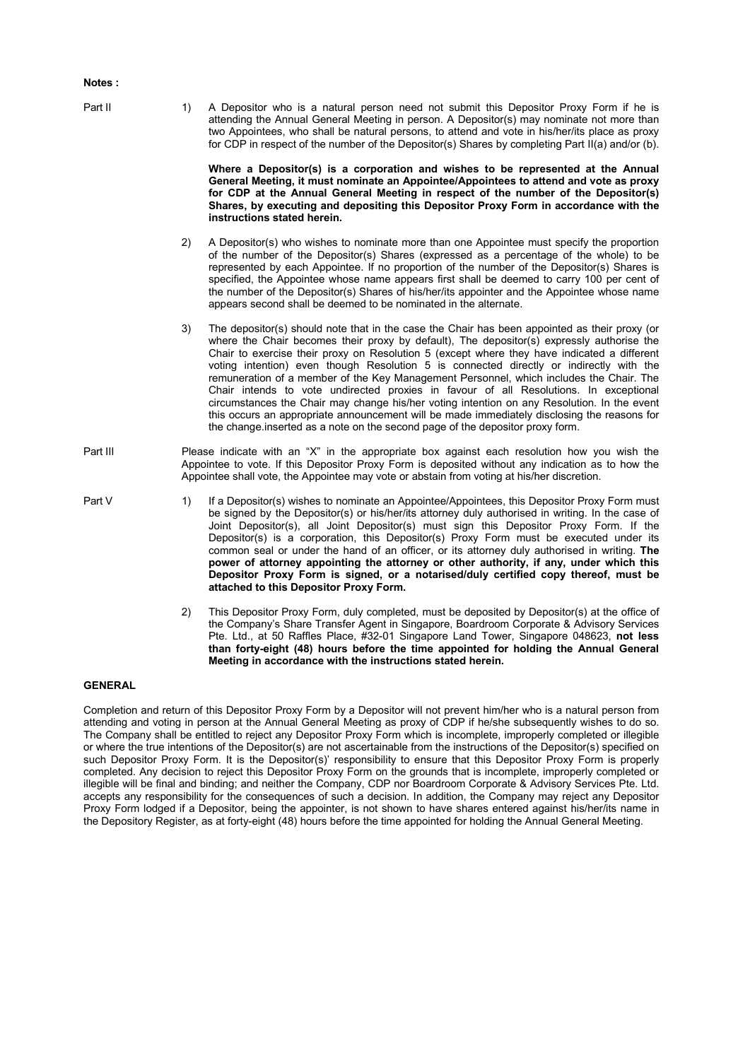**Notes :**

Part II

1) A Depositor who is a natural person need not submit this Depositor Proxy Form if he is attending the Annual General Meeting in person. A Depositor(s) may nominate not more than two Appointees, who shall be natural persons, to attend and vote in his/her/its place as proxy for CDP in respect of the number of the Depositor(s) Shares by completing Part II(a) and/or (b).

**Where a Depositor(s) is a corporation and wishes to be represented at the Annual General Meeting, it must nominate an Appointee/Appointees to attend and vote as proxy for CDP at the Annual General Meeting in respect of the number of the Depositor(s) Shares, by executing and depositing this Depositor Proxy Form in accordance with the instructions stated herein.**

2) A Depositor(s) who wishes to nominate more than one Appointee must specify the proportion of the number of the Depositor(s) Shares (expressed as a percentage of the whole) to be represented by each Appointee. If no proportion of the number of the Depositor(s) Shares is specified, the Appointee whose name appears first shall be deemed to carry 100 per cent of the number of the Depositor(s) Shares of his/her/its appointer and the Appointee whose name appears second shall be deemed to be nominated in the alternate.

3) The depositor(s) should note that in the case the Chair has been appointed as their proxy (or where the Chair becomes their proxy by default), The depositor(s) expressly authorise the Chair to exercise their proxy on Resolution 5 (except where they have indicated a different voting intention) even though Resolution 5 is connected directly or indirectly with the remuneration of a member of the Key Management Personnel, which includes the Chair. The Chair intends to vote undirected proxies in favour of all Resolutions. In exceptional circumstances the Chair may change his/her voting intention on any Resolution. In the event this occurs an appropriate announcement will be made immediately disclosing the reasons for the change.inserted as a note on the second page of the depositor proxy form.

Part III

Please indicate with an "X" in the appropriate box against each resolution how you wish the Appointee to vote. If this Depositor Proxy Form is deposited without any indication as to how the Appointee shall vote, the Appointee may vote or abstain from voting at his/her discretion.

Part V

1) If a Depositor(s) wishes to nominate an Appointee/Appointees, this Depositor Proxy Form must be signed by the Depositor(s) or his/her/its attorney duly authorised in writing. In the case of Joint Depositor(s), all Joint Depositor(s) must sign this Depositor Proxy Form. If the Depositor(s) is a corporation, this Depositor(s) Proxy Form must be executed under its common seal or under the hand of an officer, or its attorney duly authorised in writing. **The power of attorney appointing the attorney or other authority, if any, under which this Depositor Proxy Form is signed, or a notarised/duly certified copy thereof, must be attached to this Depositor Proxy Form.**

2) This Depositor Proxy Form, duly completed, must be deposited by Depositor(s) at the office of the Company's Share Transfer Agent in Singapore, Boardroom Corporate & Advisory Services Pte. Ltd., at 50 Raffles Place, #32-01 Singapore Land Tower, Singapore 048623, **not less than forty-eight (48) hours before the time appointed for holding the Annual General Meeting in accordance with the instructions stated herein.**

## GENERAL

Completion and return of this Depositor Proxy Form by a Depositor will not prevent him/her who is a natural person from attending and voting in person at the Annual General Meeting as proxy of CDP if he/she subsequently wishes to do so. The Company shall be entitled to reject any Depositor Proxy Form which is incomplete, improperly completed or illegible or where the true intentions of the Depositor(s) are not ascertainable from the instructions of the Depositor(s) specified on such Depositor Proxy Form. It is the Depositor(s)' responsibility to ensure that this Depositor Proxy Form is properly completed. Any decision to reject this Depositor Proxy Form on the grounds that is incomplete, improperly completed or illegible will be final and binding; and neither the Company, CDP nor Boardroom Corporate & Advisory Services Pte. Ltd. accepts any responsibility for the consequences of such a decision. In addition, the Company may reject any Depositor Proxy Form lodged if a Depositor, being the appointer, is not shown to have shares entered against his/her/its name in the Depository Register, as at forty-eight (48) hours before the time appointed for holding the Annual General Meeting.